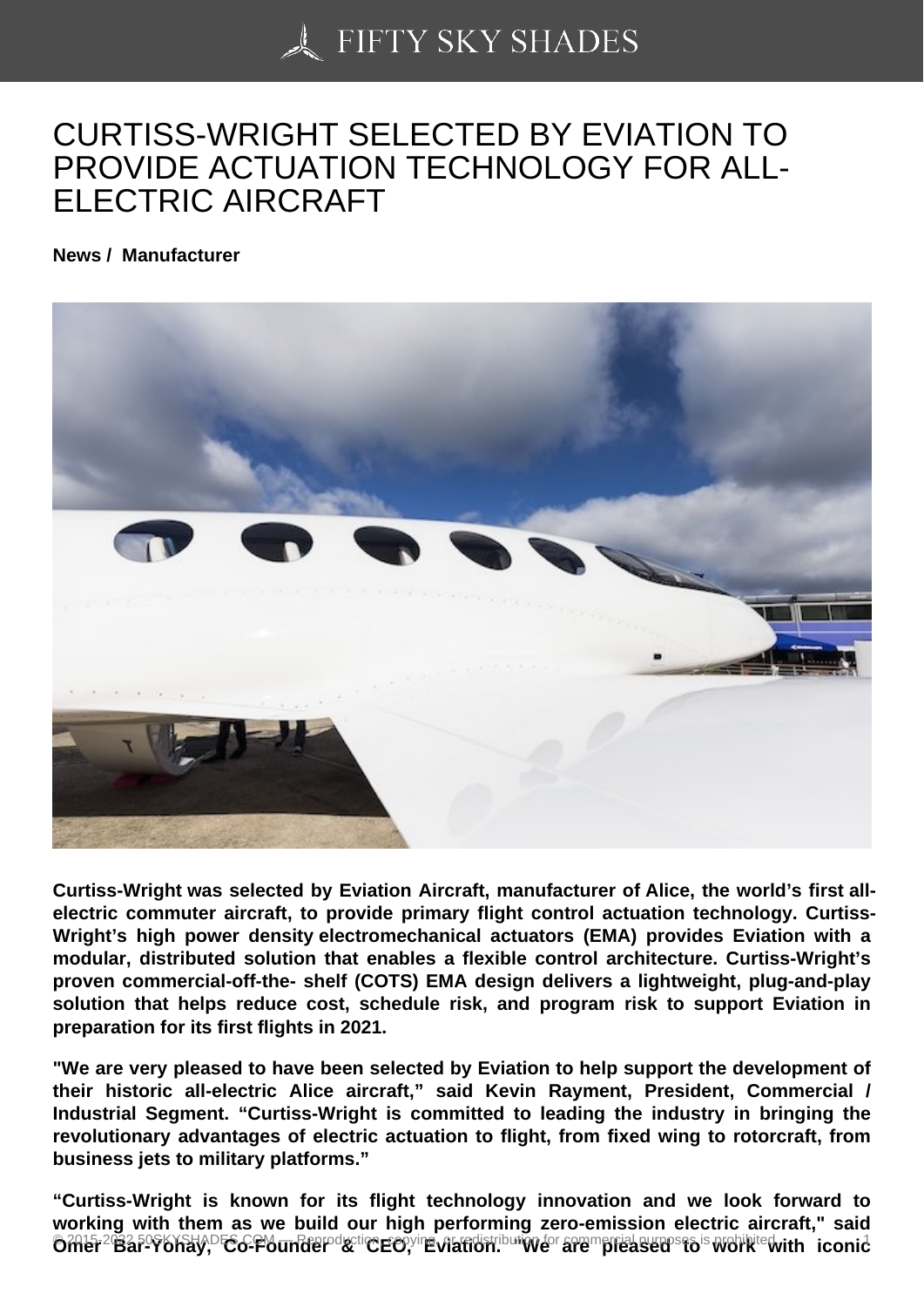# CURTISS-WRIGHT SELECTED BY EVIATION TO PROVIDE ACTUATION TECHNOLOGY FOR ALL-ELECTRIC AIRCRAFT

**News / Manufacturer**

**Curtiss-Wright was selected by Eviation Aircraft, manufacturer of Alice, the world's first all-electric commuter aircraft, to provide primary flight control actuation technology. Curtiss-Wright's high power density electromechanical actuators (EMA) provides Eviation with a modular, distributed solution that enables a flexible control architecture. Curtiss-Wright's proven commercial-off-the- shelf (COTS) EMA design delivers a lightweight, plug-and-play solution that helps reduce cost, schedule risk, and program risk to support Eviation in preparation for its first flights in 2021.**

**"We are very pleased to have been selected by Eviation to help support the development of their historic all-electric Alice aircraft," said Kevin Rayment, President, Commercial / Industrial Segment. "Curtiss-Wright is committed to leading the industry in bringing the revolutionary advantages of electric actuation to flight, from fixed wing to rotorcraft, from business jets to military platforms."**

**"Curtiss-Wright is known for its flight technology innovation and we look forward to working with them as we build our high performing zero-emission electric aircraft," said Omer Bar-Yohay, Co-Founder & CEO, Eviation. "We are pleased to work with iconic**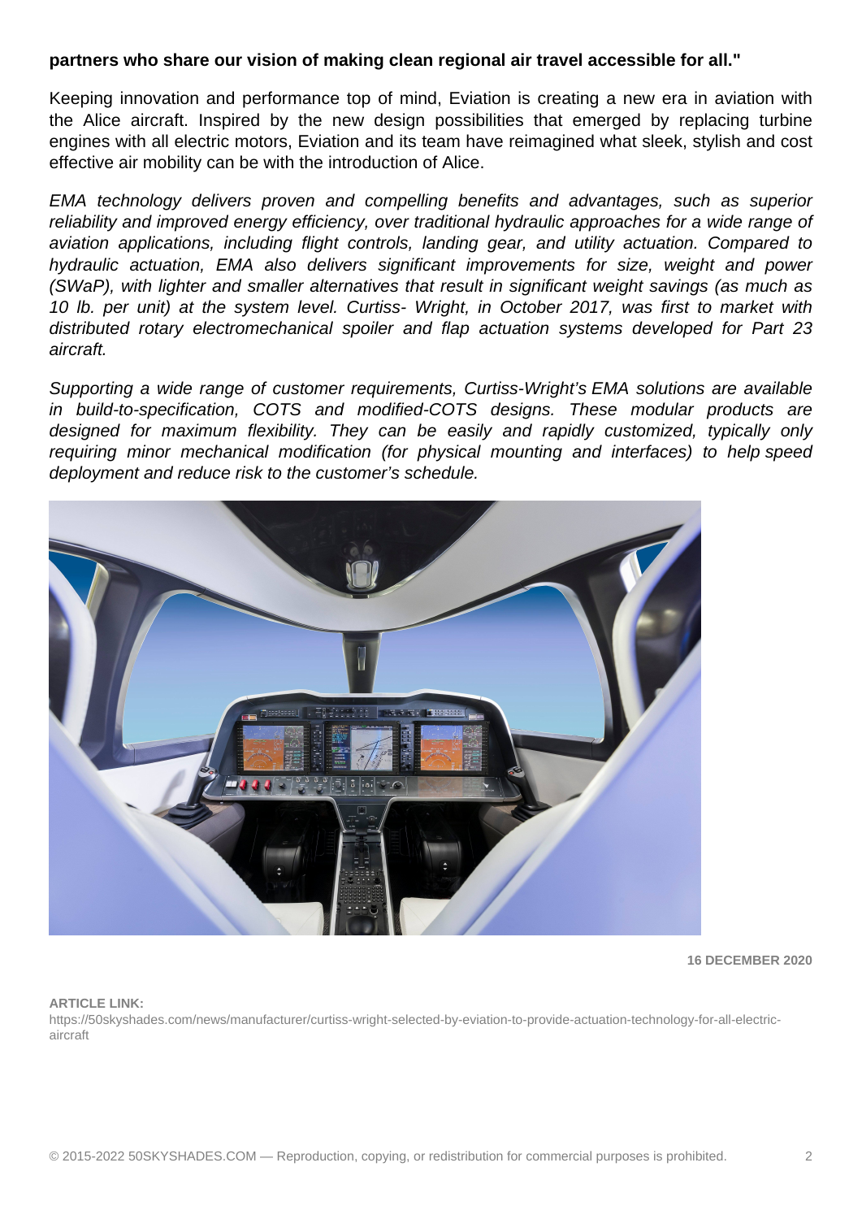**partners who share our vision of making clean regional air travel accessible for all."**

Keeping innovation and performance top of mind, Eviation is creating a new era in aviation with the Alice aircraft. Inspired by the new design possibilities that emerged by replacing turbine engines with all electric motors, Eviation and its team have reimagined what sleek, stylish and cost effective air mobility can be with the introduction of Alice.

*EMA technology delivers proven and compelling benefits and advantages, such as superior reliability and improved energy efficiency, over traditional hydraulic approaches for a wide range of aviation applications, including flight controls, landing gear, and utility actuation. Compared to hydraulic actuation, EMA also delivers significant improvements for size, weight and power (SWaP), with lighter and smaller alternatives that result in significant weight savings (as much as 10 lb. per unit) at the system level. Curtiss- Wright, in October 2017, was first to market with distributed rotary electromechanical spoiler and flap actuation systems developed for Part 23 aircraft.*

*Supporting a wide range of customer requirements, Curtiss-Wright's EMA solutions are available in build-to-specification, COTS and modified-COTS designs. These modular products are designed for maximum flexibility. They can be easily and rapidly customized, typically only requiring minor mechanical modification (for physical mounting and interfaces) to help speed deployment and reduce risk to the customer's schedule.*

**16 DECEMBER 2020**

**ARTICLE LINK:**
https://50skyshades.com/news/manufacturer/curtiss-wright-selected-by-eviation-to-provide-actuation-technology-for-all-electric-aircraft

© 2015-2022 50SKYSHADES.COM — Reproduction, copying, or redistribution for commercial purposes is prohibited.